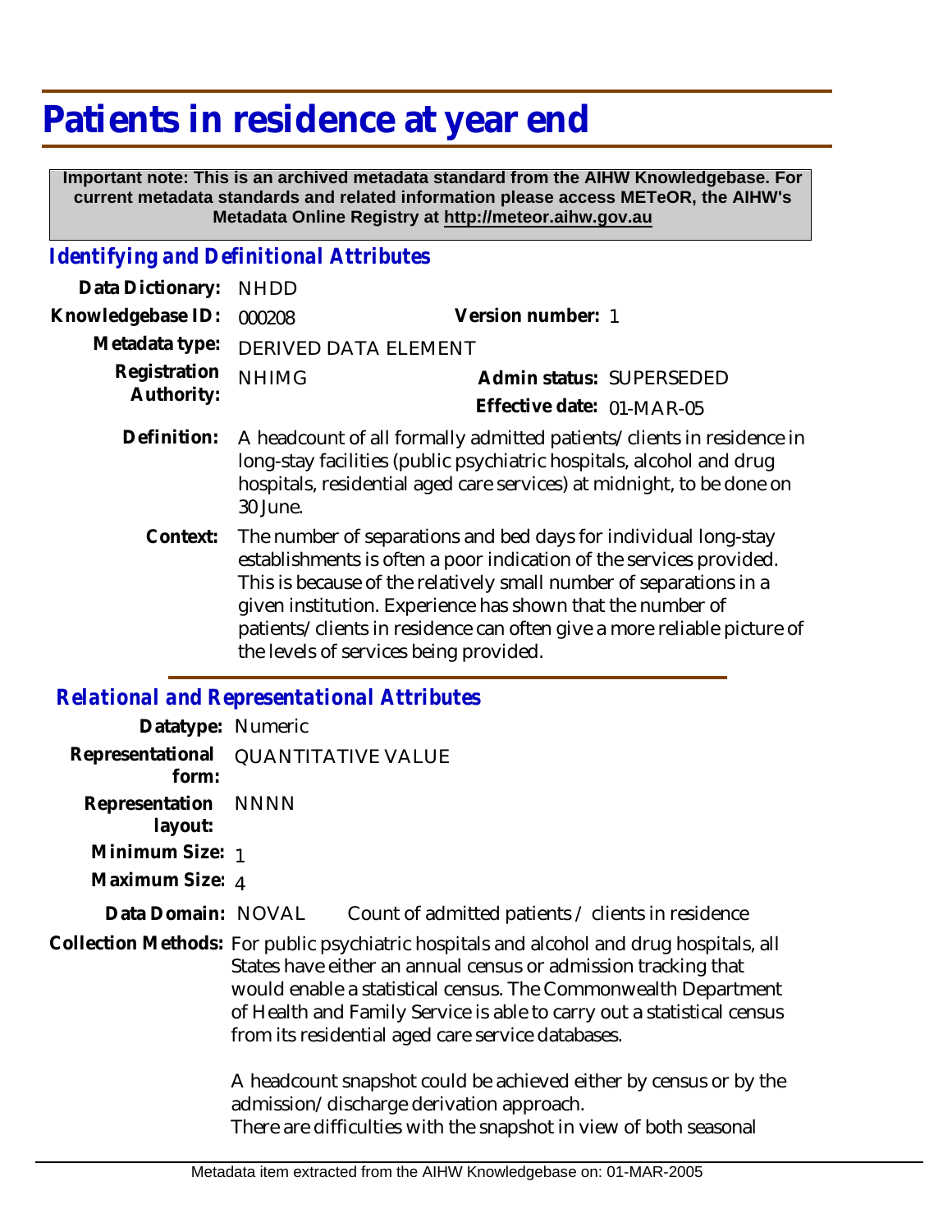# Patients in residence at year end

**Important note: This is an archived metadata standard from the AIHW Knowledgebase. For current metadata standards and related information please access METeOR, the AIHW's Metadata Online Registry at http://meteor.aihw.gov.au**

## *Identifying and Definitional Attributes*

| | | | |
|---|---|---|---|
| **Data Dictionary:** | NHDD | | |
| **Knowledgebase ID:** | 000208 | **Version number:** | 1 |
| **Metadata type:** | DERIVED DATA ELEMENT | | |
| **Registration Authority:** | NHIMG | **Admin status:** | SUPERSEDED |
| | | **Effective date:** | 01-MAR-05 |

**Definition:** A headcount of all formally admitted patients/clients in residence in long-stay facilities (public psychiatric hospitals, alcohol and drug hospitals, residential aged care services) at midnight, to be done on 30 June.

**Context:** The number of separations and bed days for individual long-stay establishments is often a poor indication of the services provided. This is because of the relatively small number of separations in a given institution. Experience has shown that the number of patients/clients in residence can often give a more reliable picture of the levels of services being provided.

## *Relational and Representational Attributes*

| | |
|---|---|
| **Datatype:** | Numeric |
| **Representational form:** | QUANTITATIVE VALUE |
| **Representation layout:** | NNNN |
| **Minimum Size:** | 1 |
| **Maximum Size:** | 4 |
| **Data Domain:** | NOVAL Count of admitted patients / clients in residence |

**Collection Methods:** For public psychiatric hospitals and alcohol and drug hospitals, all States have either an annual census or admission tracking that would enable a statistical census. The Commonwealth Department of Health and Family Service is able to carry out a statistical census from its residential aged care service databases.

A headcount snapshot could be achieved either by census or by the admission/discharge derivation approach.
There are difficulties with the snapshot in view of both seasonal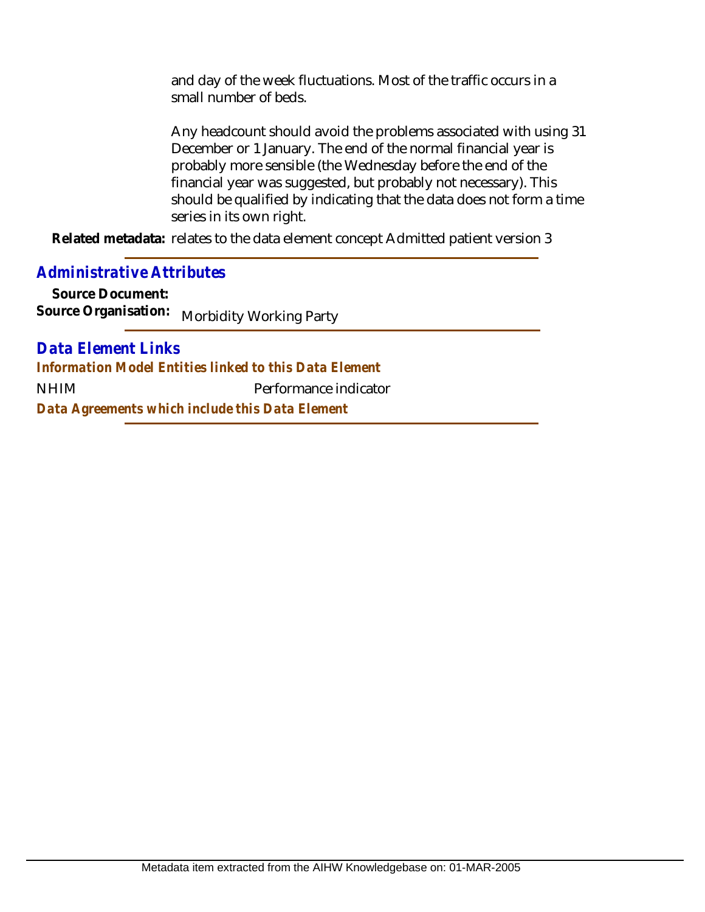and day of the week fluctuations. Most of the traffic occurs in a small number of beds.

Any headcount should avoid the problems associated with using 31 December or 1 January. The end of the normal financial year is probably more sensible (the Wednesday before the end of the financial year was suggested, but probably not necessary). This should be qualified by indicating that the data does not form a time series in its own right.

**Related metadata:** relates to the data element concept Admitted patient version 3

## Administrative Attributes

**Source Document:**

**Source Organisation:** Morbidity Working Party

## Data Element Links

### Information Model Entities linked to this Data Element

NHIM Performance indicator

### Data Agreements which include this Data Element

Metadata item extracted from the AIHW Knowledgebase on: 01-MAR-2005